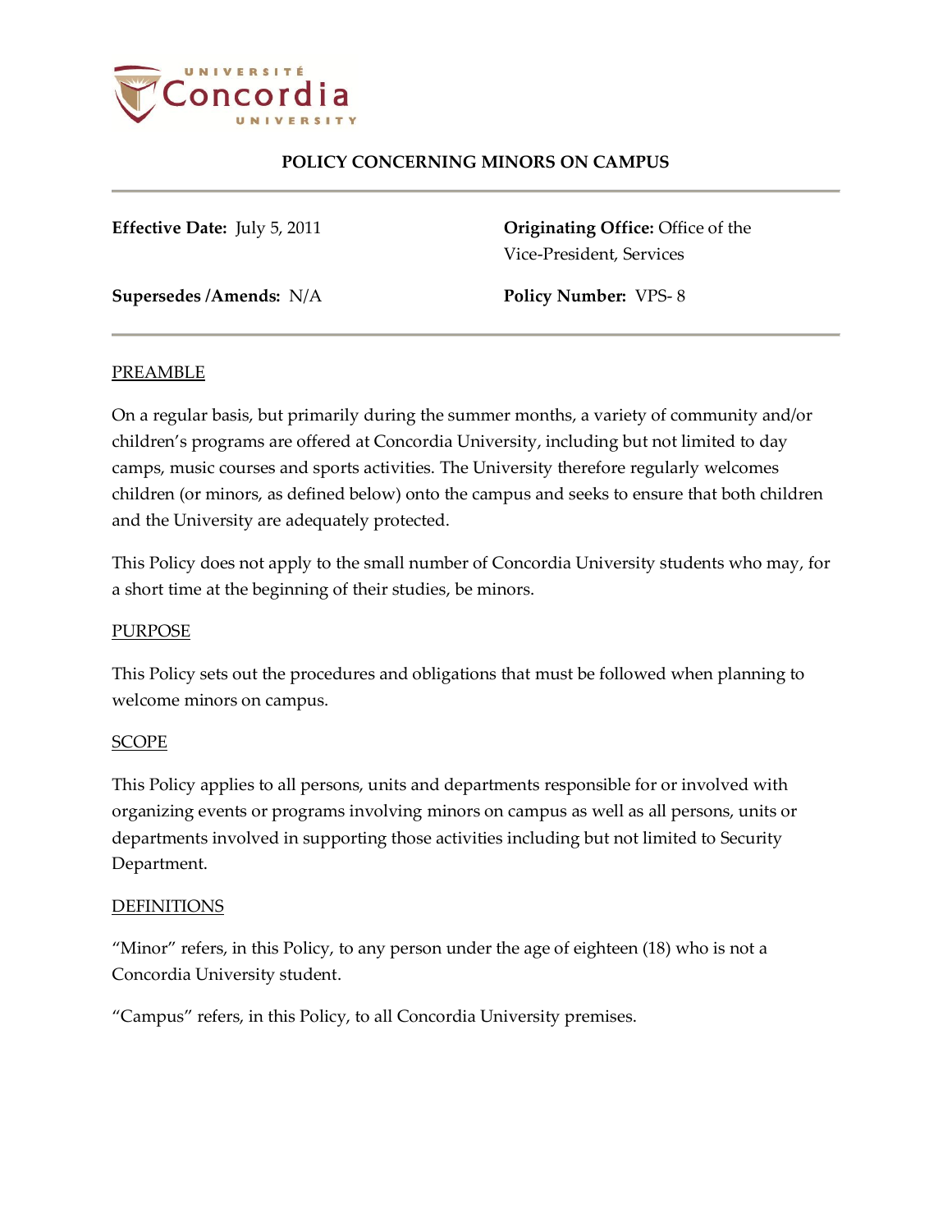# POLICY CONCERNING MINORS ON CAMPUS

**Effective Date:** July 5, 2011

**Originating Office:** Office of the Vice-President, Services

**Supersedes /Amends:** N/A

**Policy Number:** VPS- 8

## PREAMBLE

On a regular basis, but primarily during the summer months, a variety of community and/or children's programs are offered at Concordia University, including but not limited to day camps, music courses and sports activities. The University therefore regularly welcomes children (or minors, as defined below) onto the campus and seeks to ensure that both children and the University are adequately protected.

This Policy does not apply to the small number of Concordia University students who may, for a short time at the beginning of their studies, be minors.

## PURPOSE

This Policy sets out the procedures and obligations that must be followed when planning to welcome minors on campus.

## SCOPE

This Policy applies to all persons, units and departments responsible for or involved with organizing events or programs involving minors on campus as well as all persons, units or departments involved in supporting those activities including but not limited to Security Department.

## DEFINITIONS

"Minor" refers, in this Policy, to any person under the age of eighteen (18) who is not a Concordia University student.

"Campus" refers, in this Policy, to all Concordia University premises.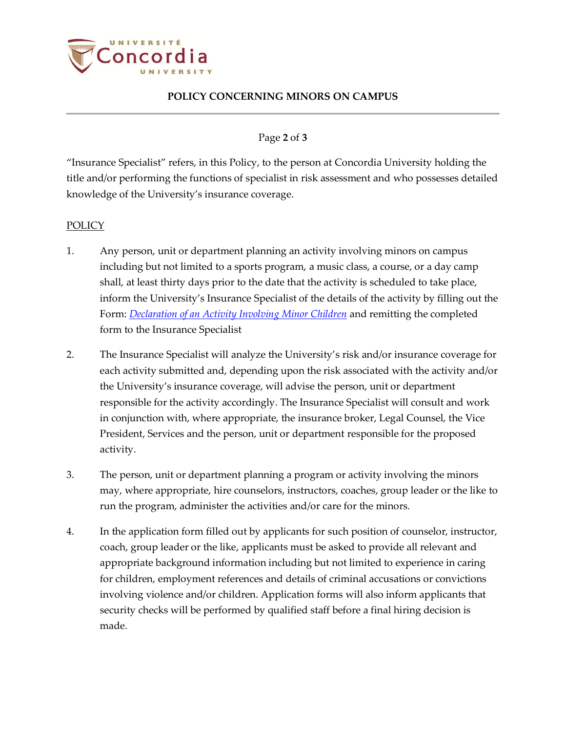"Insurance Specialist" refers, in this Policy, to the person at Concordia University holding the title and/or performing the functions of specialist in risk assessment and who possesses detailed knowledge of the University's insurance coverage.

## POLICY

1. Any person, unit or department planning an activity involving minors on campus including but not limited to a sports program, a music class, a course, or a day camp shall, at least thirty days prior to the date that the activity is scheduled to take place, inform the University's Insurance Specialist of the details of the activity by filling out the Form: *Declaration of an Activity Involving Minor Children* and remitting the completed form to the Insurance Specialist

2. The Insurance Specialist will analyze the University's risk and/or insurance coverage for each activity submitted and, depending upon the risk associated with the activity and/or the University's insurance coverage, will advise the person, unit or department responsible for the activity accordingly. The Insurance Specialist will consult and work in conjunction with, where appropriate, the insurance broker, Legal Counsel, the Vice President, Services and the person, unit or department responsible for the proposed activity.

3. The person, unit or department planning a program or activity involving the minors may, where appropriate, hire counselors, instructors, coaches, group leader or the like to run the program, administer the activities and/or care for the minors.

4. In the application form filled out by applicants for such position of counselor, instructor, coach, group leader or the like, applicants must be asked to provide all relevant and appropriate background information including but not limited to experience in caring for children, employment references and details of criminal accusations or convictions involving violence and/or children. Application forms will also inform applicants that security checks will be performed by qualified staff before a final hiring decision is made.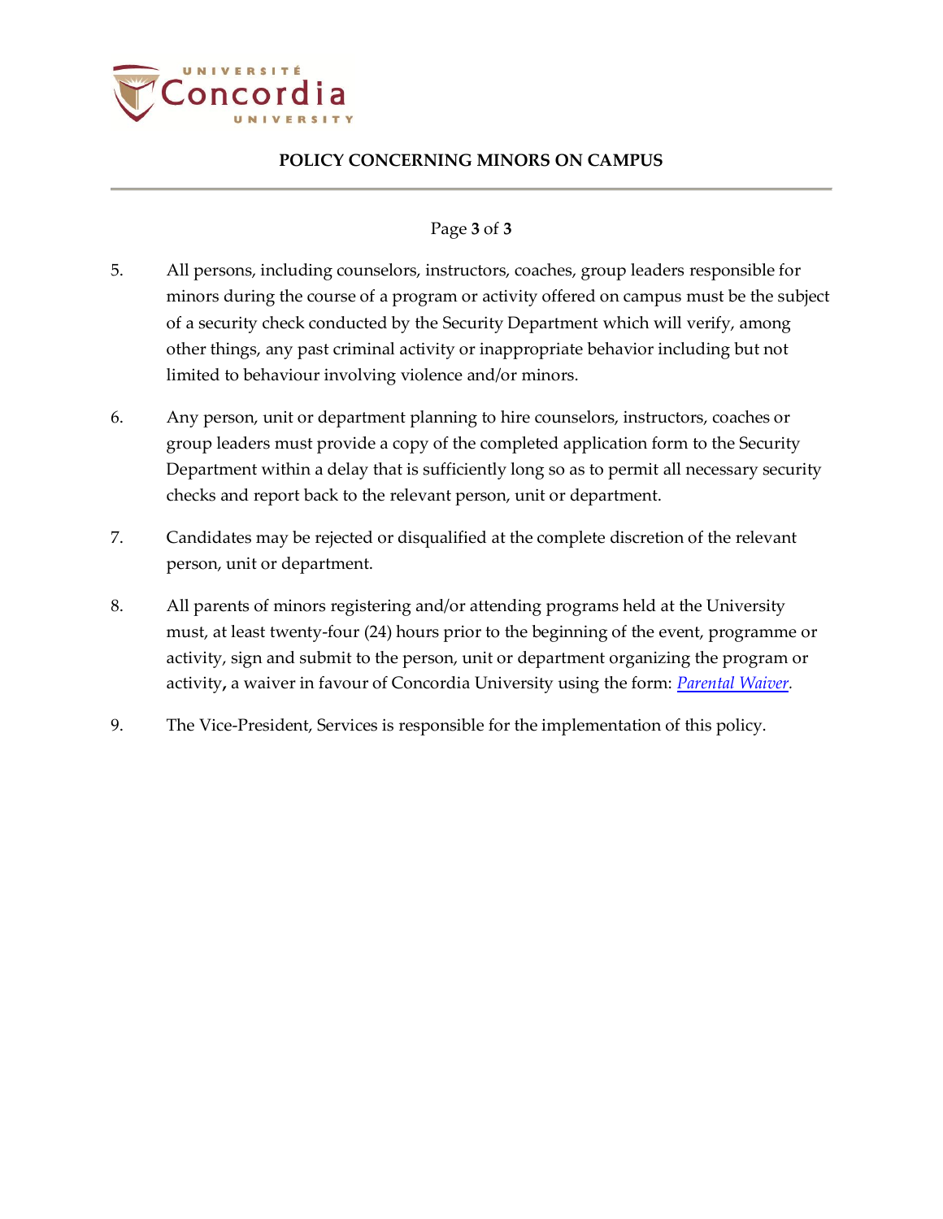5. All persons, including counselors, instructors, coaches, group leaders responsible for minors during the course of a program or activity offered on campus must be the subject of a security check conducted by the Security Department which will verify, among other things, any past criminal activity or inappropriate behavior including but not limited to behaviour involving violence and/or minors.

6. Any person, unit or department planning to hire counselors, instructors, coaches or group leaders must provide a copy of the completed application form to the Security Department within a delay that is sufficiently long so as to permit all necessary security checks and report back to the relevant person, unit or department.

7. Candidates may be rejected or disqualified at the complete discretion of the relevant person, unit or department.

8. All parents of minors registering and/or attending programs held at the University must, at least twenty-four (24) hours prior to the beginning of the event, programme or activity, sign and submit to the person, unit or department organizing the program or activity**,** a waiver in favour of Concordia University using the form: *Parental Waiver*.

9. The Vice-President, Services is responsible for the implementation of this policy.